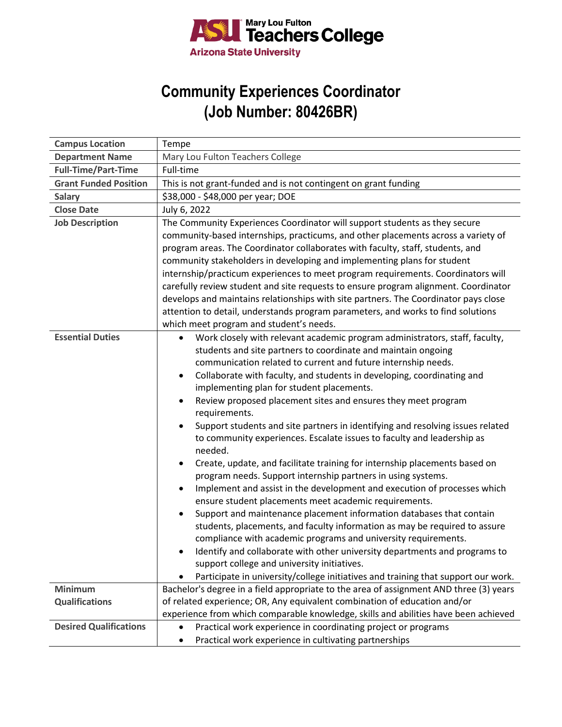Mary Lou Fulton Teachers College
Arizona State University

# Community Experiences Coordinator (Job Number: 80426BR)

| | |
|---|---|
| **Campus Location** | Tempe |
| **Department Name** | Mary Lou Fulton Teachers College |
| **Full-Time/Part-Time** | Full-time |
| **Grant Funded Position** | This is not grant-funded and is not contingent on grant funding |
| **Salary** | $38,000 - $48,000 per year; DOE |
| **Close Date** | July 6, 2022 |
| **Job Description** | The Community Experiences Coordinator will support students as they secure community-based internships, practicums, and other placements across a variety of program areas. The Coordinator collaborates with faculty, staff, students, and community stakeholders in developing and implementing plans for student internship/practicum experiences to meet program requirements. Coordinators will carefully review student and site requests to ensure program alignment. Coordinator develops and maintains relationships with site partners. The Coordinator pays close attention to detail, understands program parameters, and works to find solutions which meet program and student's needs. |
| **Essential Duties** | • Work closely with relevant academic program administrators, staff, faculty, students and site partners to coordinate and maintain ongoing communication related to current and future internship needs.<br>• Collaborate with faculty, and students in developing, coordinating and implementing plan for student placements.<br>• Review proposed placement sites and ensures they meet program requirements.<br>• Support students and site partners in identifying and resolving issues related to community experiences. Escalate issues to faculty and leadership as needed.<br>• Create, update, and facilitate training for internship placements based on program needs. Support internship partners in using systems.<br>• Implement and assist in the development and execution of processes which ensure student placements meet academic requirements.<br>• Support and maintenance placement information databases that contain students, placements, and faculty information as may be required to assure compliance with academic programs and university requirements.<br>• Identify and collaborate with other university departments and programs to support college and university initiatives.<br>• Participate in university/college initiatives and training that support our work. |
| **Minimum Qualifications** | Bachelor's degree in a field appropriate to the area of assignment AND three (3) years of related experience; OR, Any equivalent combination of education and/or experience from which comparable knowledge, skills and abilities have been achieved |
| **Desired Qualifications** | • Practical work experience in coordinating project or programs<br>• Practical work experience in cultivating partnerships |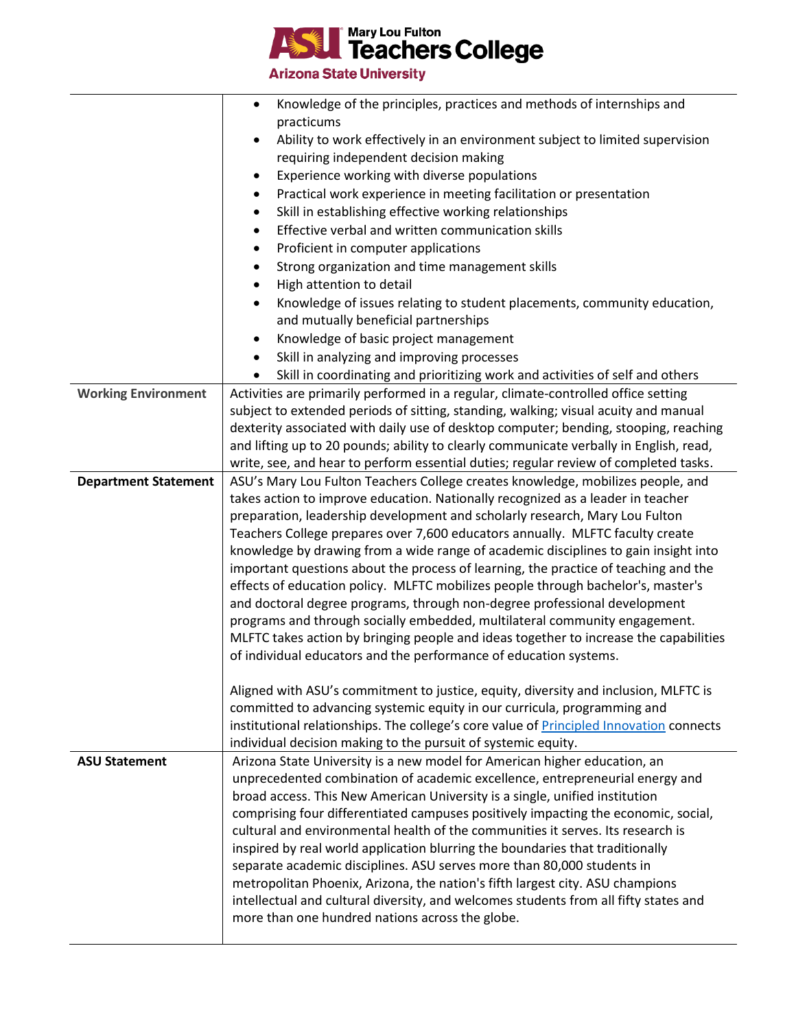| | |
|---|---|
| | • Knowledge of the principles, practices and methods of internships and practicums<br>• Ability to work effectively in an environment subject to limited supervision requiring independent decision making<br>• Experience working with diverse populations<br>• Practical work experience in meeting facilitation or presentation<br>• Skill in establishing effective working relationships<br>• Effective verbal and written communication skills<br>• Proficient in computer applications<br>• Strong organization and time management skills<br>• High attention to detail<br>• Knowledge of issues relating to student placements, community education, and mutually beneficial partnerships<br>• Knowledge of basic project management<br>• Skill in analyzing and improving processes<br>• Skill in coordinating and prioritizing work and activities of self and others |
| **Working Environment** | Activities are primarily performed in a regular, climate-controlled office setting subject to extended periods of sitting, standing, walking; visual acuity and manual dexterity associated with daily use of desktop computer; bending, stooping, reaching and lifting up to 20 pounds; ability to clearly communicate verbally in English, read, write, see, and hear to perform essential duties; regular review of completed tasks. |
| **Department Statement** | ASU's Mary Lou Fulton Teachers College creates knowledge, mobilizes people, and takes action to improve education. Nationally recognized as a leader in teacher preparation, leadership development and scholarly research, Mary Lou Fulton Teachers College prepares over 7,600 educators annually. MLFTC faculty create knowledge by drawing from a wide range of academic disciplines to gain insight into important questions about the process of learning, the practice of teaching and the effects of education policy. MLFTC mobilizes people through bachelor's, master's and doctoral degree programs, through non-degree professional development programs and through socially embedded, multilateral community engagement. MLFTC takes action by bringing people and ideas together to increase the capabilities of individual educators and the performance of education systems.<br><br>Aligned with ASU's commitment to justice, equity, diversity and inclusion, MLFTC is committed to advancing systemic equity in our curricula, programming and institutional relationships. The college's core value of Principled Innovation connects individual decision making to the pursuit of systemic equity. |
| **ASU Statement** | Arizona State University is a new model for American higher education, an unprecedented combination of academic excellence, entrepreneurial energy and broad access. This New American University is a single, unified institution comprising four differentiated campuses positively impacting the economic, social, cultural and environmental health of the communities it serves. Its research is inspired by real world application blurring the boundaries that traditionally separate academic disciplines. ASU serves more than 80,000 students in metropolitan Phoenix, Arizona, the nation's fifth largest city. ASU champions intellectual and cultural diversity, and welcomes students from all fifty states and more than one hundred nations across the globe. |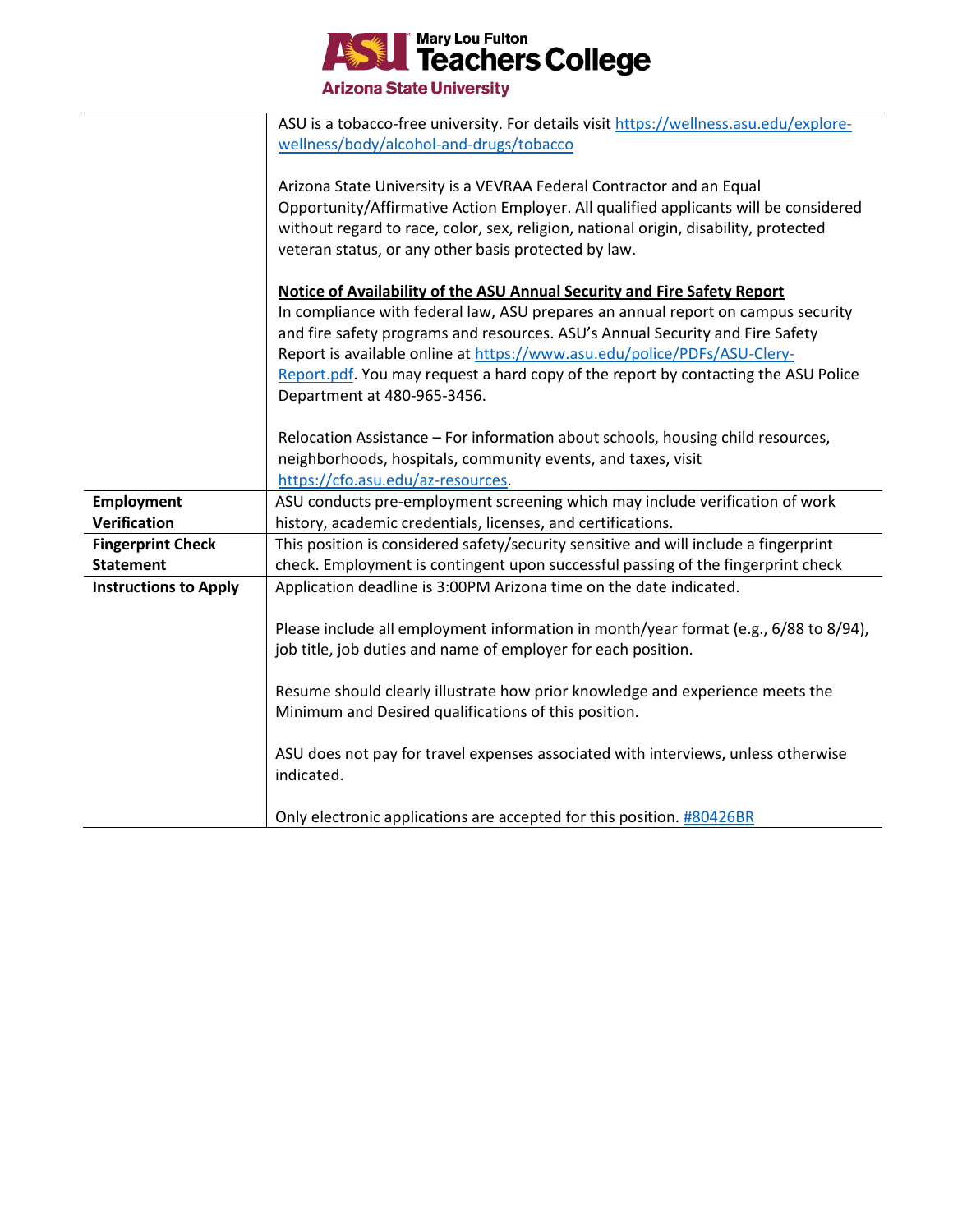| | |
|---|---|
| | ASU is a tobacco-free university. For details visit https://wellness.asu.edu/explore-wellness/body/alcohol-and-drugs/tobacco<br><br>Arizona State University is a VEVRAA Federal Contractor and an Equal Opportunity/Affirmative Action Employer. All qualified applicants will be considered without regard to race, color, sex, religion, national origin, disability, protected veteran status, or any other basis protected by law.<br><br>**Notice of Availability of the ASU Annual Security and Fire Safety Report**<br>In compliance with federal law, ASU prepares an annual report on campus security and fire safety programs and resources. ASU's Annual Security and Fire Safety Report is available online at https://www.asu.edu/police/PDFs/ASU-Clery-Report.pdf. You may request a hard copy of the report by contacting the ASU Police Department at 480-965-3456.<br><br>Relocation Assistance – For information about schools, housing child resources, neighborhoods, hospitals, community events, and taxes, visit https://cfo.asu.edu/az-resources. |
| **Employment Verification** | ASU conducts pre-employment screening which may include verification of work history, academic credentials, licenses, and certifications. |
| **Fingerprint Check Statement** | This position is considered safety/security sensitive and will include a fingerprint check. Employment is contingent upon successful passing of the fingerprint check |
| **Instructions to Apply** | Application deadline is 3:00PM Arizona time on the date indicated.<br><br>Please include all employment information in month/year format (e.g., 6/88 to 8/94), job title, job duties and name of employer for each position.<br><br>Resume should clearly illustrate how prior knowledge and experience meets the Minimum and Desired qualifications of this position.<br><br>ASU does not pay for travel expenses associated with interviews, unless otherwise indicated.<br><br>Only electronic applications are accepted for this position. #80426BR |